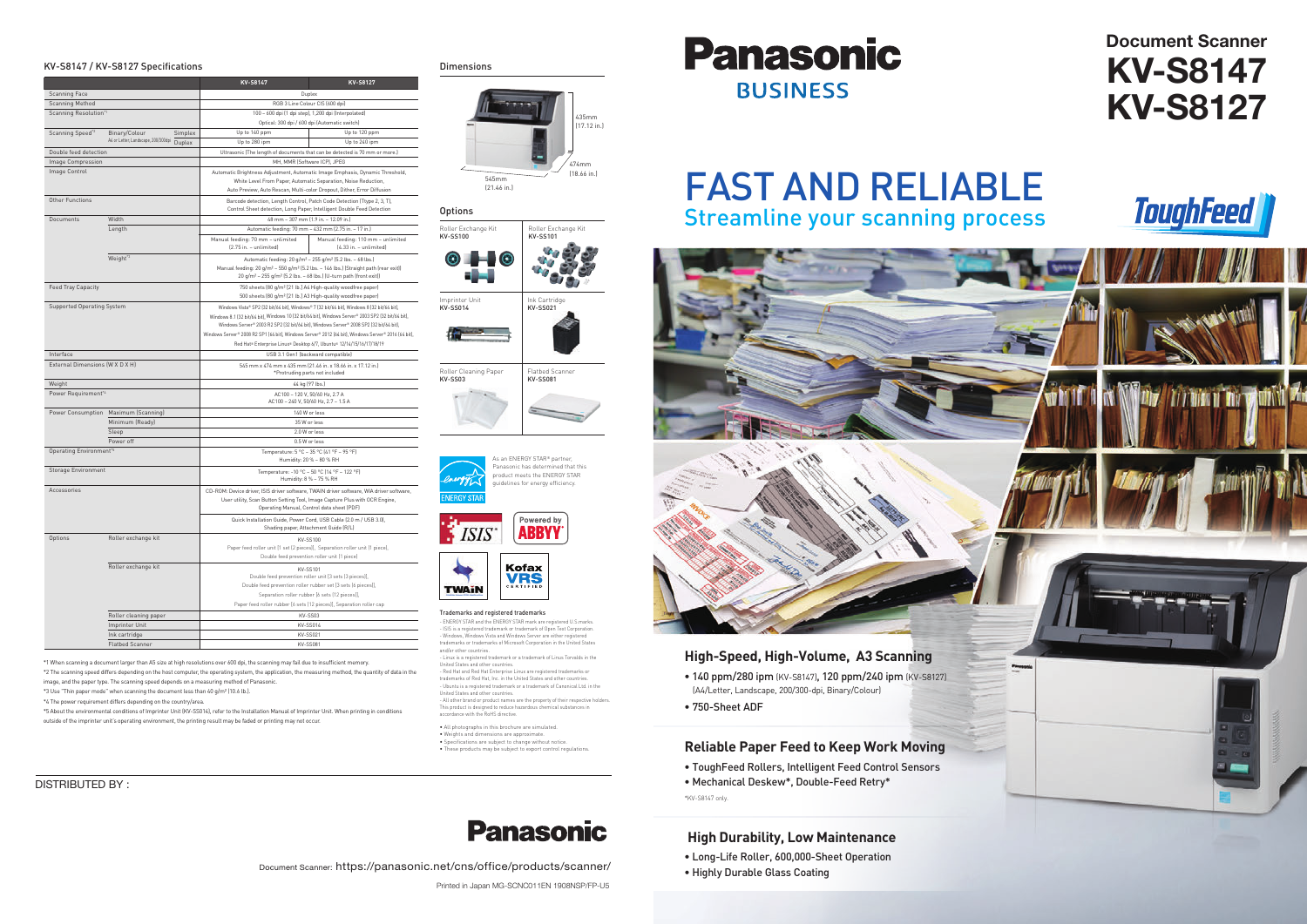## KV-S8147 / KV-S8127 Specifications

| | | | KV-S8147 | KV-S8127 |
|---|---|---|---|---|
| Scanning Face | | | Duplex | |
| Scanning Method | | | RGB 3 Line Colour CIS (600 dpi) | |
| Scanning Resolution*1 | | | 100 – 600 dpi (1 dpi step), 1,200 dpi (Interpolated) Optical: 300 dpi / 600 dpi (Automatic switch) | |
| Scanning Speed*2 | Binary/Colour A4 or Letter, Landscape, 200/300dpi | Simplex | Up to 140 ppm | Up to 120 ppm |
| | | Duplex | Up to 280 ipm | Up to 240 ipm |
| Double feed detection | | | Ultrasonic (The length of documents that can be detected is 70 mm or more.) | |
| Image Compression | | | MH, MMR (Software ICP), JPEG | |
| Image Control | | | Automatic Brightness Adjustment, Automatic Image Emphasis, Dynamic Threshold, White Level From Paper, Automatic Separation, Noise Reduction, Auto Preview, Auto Rescan, Multi-color Dropout, Dither, Error Diffusion | |
| Other Functions | | | Barcode detection, Length Control, Patch Code Detection (Type 2, 3, T), Control Sheet detection, Long Paper, Intelligent Double Feed Detection | |
| Documents | Width | | 48 mm – 307 mm (1.9 in. – 12.09 in.) | |
| | Length | | Automatic feeding: 70 mm – 432 mm (2.75 in. – 17 in.) | |
| | | | Manual feeding: 70 mm – unlimited (2.75 in. – unlimited) | Manual feeding: 110 mm – unlimited (4.33 in. – unlimited) |
| | Weight*3 | | Automatic feeding: 20 g/m² – 255 g/m² (5.2 lbs. – 68 lbs.) Manual feeding: 20 g/m² – 550 g/m² (5.2 lbs. – 146 lbs.) (Straight path (rear exit)) 20 g/m² – 255 g/m² (5.2 lbs. – 68 lbs.) (U-turn path (front exit)) | |
| Feed Tray Capacity | | | 750 sheets (80 g/m² [21 lb.] A4 High-quality woodfree paper) 500 sheets (80 g/m² [21 lb.] A3 High-quality woodfree paper) | |
| Supported Operating System | | | Windows Vista® SP2 (32 bit/64 bit), Windows® 7 (32 bit/64 bit), Windows 8 (32 bit/64 bit), Windows 8.1 (32 bit/64 bit), Windows 10 (32 bit/64 bit), Windows Server® 2003 SP2 (32 bit/64 bit), Windows Server® 2003 R2 SP2 (32 bit/64 bit), Windows Server® 2008 SP2 (32 bit/64 bit), Windows Server® 2008 R2 SP1 (64 bit), Windows Server® 2012 (64 bit), Windows Server® 2016 (64 bit), Red Hat® Enterprise Linux® Desktop 6/7, Ubuntu® 12/14/15/16/17/18/19 | |
| Interface | | | USB 3.1 Gen1 (backward compatible) | |
| External Dimensions (W X D X H) | | | 545 mm x 474 mm x 435 mm (21.46 in. x 18.66 in. x 17.12 in.) *Protruding parts not included | |
| Weight | | | 44 kg (97 lbs.) | |
| Power Requirement*4 | | | AC100 – 120 V, 50/60 Hz, 2.7 A AC100 – 240 V, 50/60 Hz, 2.7 – 1.5 A | |
| Power Consumption | Maximum (Scanning) | | 140 W or less | |
| | Minimum (Ready) | | 35 W or less | |
| | Sleep | | 2.0 W or less | |
| | Power off | | 0.5 W or less | |
| Operating Environment*5 | | | Temperature: 5 °C – 35 °C (41 °F – 95 °F) Humidity: 20 % – 80 % RH | |
| Storage Environment | | | Temperature: -10 °C – 50 °C (14 °F – 122 °F) Humidity: 8 % – 75 % RH | |
| Accessories | | | CD-ROM: Device driver, ISIS driver software, TWAIN driver software, WIA driver software, User utility, Scan Button Setting Tool, Image Capture Plus with OCR Engine, Operating Manual, Control data sheet (PDF) | |
| | | | Quick Installation Guide, Power Cord, USB Cable (2.0 m / USB 3.0), Shading paper, Attachment Guide (R/L) | |
| Options | Roller exchange kit | | KV-SS100 Paper feed roller unit (1 set (2 pieces)), Separation roller unit (1 piece), Double feed prevention roller unit (1 piece) | |
| | Roller exchange kit | | KV-SS101 Double feed prevention roller unit (3 sets (3 pieces)), Double feed prevention roller rubber set (3 sets (6 pieces)), Separation roller rubber (6 sets (12 pieces)), Paper feed roller rubber (6 sets (12 pieces)), Separation roller cap | |
| | Roller cleaning paper | | KV-SS03 | |
| | Imprinter Unit | | KV-SS014 | |
| | Ink cartridge | | KV-SS021 | |
| | Flatbed Scanner | | KV-SS081 | |

*1 When scanning a document larger than A5 size at high resolutions over 600 dpi, the scanning may fail due to insufficient memory.
*2 The scanning speed differs depending on the host computer, the operating system, the application, the measuring method, the quantity of data in the image, and the paper type. The scanning speed depends on a measuring method of Panasonic.
*3 Use "Thin paper mode" when scanning the document less than 40 g/m² (10.6 lb.).
*4 The power requirement differs depending on the country/area.
*5 About the environmental conditions of Imprinter Unit (KV-SS014), refer to the Installation Manual of Imprinter Unit. When printing in conditions outside of the imprinter unit's operating environment, the printing result may be faded or printing may not occur.

DISTRIBUTED BY :

## Dimensions

435mm (17.12 in.)
474mm (18.66 in.)
545mm (21.46 in.)

## Options

| | |
|---|---|
| Roller Exchange Kit KV-SS100 | Roller Exchange Kit KV-SS101 |
| Imprinter Unit KV-SS014 | Ink Cartridge KV-SS021 |
| Roller Cleaning Paper KV-SS03 | Flatbed Scanner KV-SS081 |

As an ENERGY STAR® partner, Panasonic has determined that this product meets the ENERGY STAR guidelines for energy efficiency.

ENERGY STAR · ISIS · Powered by ABBYY · TWAIN · Kofax VRS CERTIFIED

### Trademarks and registered trademarks

- ENERGY STAR and the ENERGY STAR mark are registered U.S.marks.
- ISIS is a registered trademark or trademark of Open Text Corporation.
- Windows, Windows Vista and Windows Server are either registered trademarks or trademarks of Microsoft Corporation in the United States and/or other countries.
- Linux is a registered trademark or a trademark of Linus Torvalds in the United States and other countries.
- Red Hat and Red Hat Enterprise Linux are registered trademarks or trademarks of Red Hat, Inc. in the United States and other countries.
- Ubuntu is a registered trademark or a trademark of Canonical Ltd. in the United States and other countries.
- All other brand or product names are the property of their respective holders.

This product is designed to reduce hazardous chemical substances in accordance with the RoHS directive.

- All photographs in this brochure are simulated.
- Weights and dimensions are approximate.
- Specifications are subject to change without notice.
- These products may be subject to export control regulations.

Panasonic

Document Scanner: https://panasonic.net/cns/office/products/scanner/

Printed in Japan MG-SCNC011EN 1908NSP/FP-U5

# Panasonic BUSINESS

# Document Scanner KV-S8147 KV-S8127

# FAST AND RELIABLE
## Streamline your scanning process

ToughFeed

### High-Speed, High-Volume, A3 Scanning

- 140 ppm/280 ipm (KV-S8147), 120 ppm/240 ipm (KV-S8127) (A4/Letter, Landscape, 200/300-dpi, Binary/Colour)
- 750-Sheet ADF

### Reliable Paper Feed to Keep Work Moving

- ToughFeed Rollers, Intelligent Feed Control Sensors
- Mechanical Deskew*, Double-Feed Retry*

*KV-S8147 only.

### High Durability, Low Maintenance

- Long-Life Roller, 600,000-Sheet Operation
- Highly Durable Glass Coating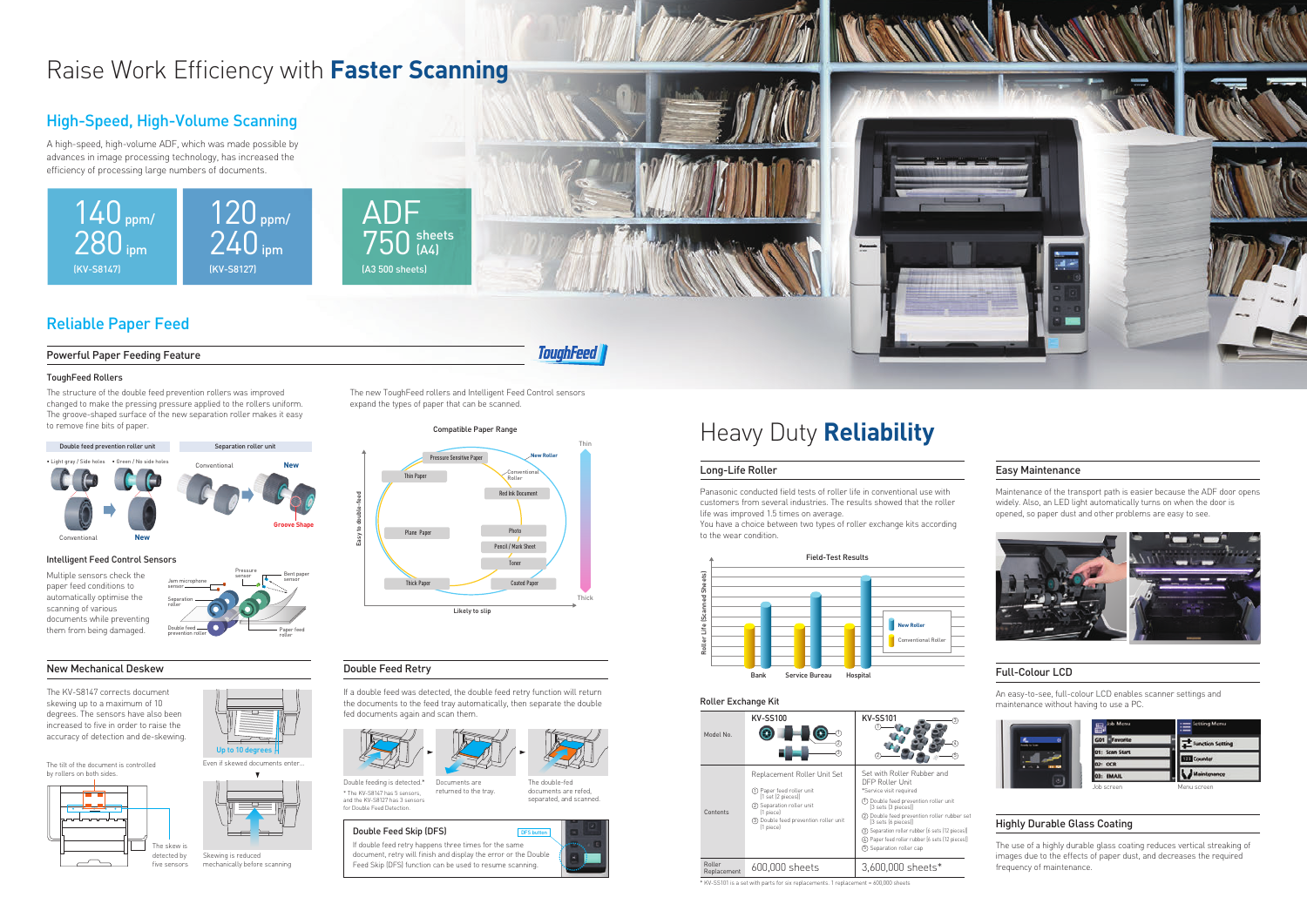# Raise Work Efficiency with **Faster Scanning**

## High-Speed, High-Volume Scanning

A high-speed, high-volume ADF, which was made possible by advances in image processing technology, has increased the efficiency of processing large numbers of documents.

140 ppm/
280 ipm
(KV-S8147)

120 ppm/
240 ipm
(KV-S8127)

ADF
750 sheets (A4)
(A3 500 sheets)

## Reliable Paper Feed

### Powerful Paper Feeding Feature

ToughFeed

#### ToughFeed Rollers

The structure of the double feed prevention rollers was improved changed to make the pressing pressure applied to the rollers uniform. The groove-shaped surface of the new separation roller makes it easy to remove fine bits of paper.

Double feed prevention roller unit
• Light gray / Side holes • Green / No side holes
Conventional
New

Separation roller unit
Conventional
New
Groove Shape

The new ToughFeed rollers and Intelligent Feed Control sensors expand the types of paper that can be scanned.

Compatible Paper Range

Thin
Thick
Easy to double-feed
Likely to slip
Pressure Sensitive Paper
New Roller
Conventional Roller
Thin Paper
Red Ink Document
Plane Paper
Photo
Pencil / Mark Sheet
Toner
Thick Paper
Coated Paper

#### Intelligent Feed Control Sensors

Multiple sensors check the paper feed conditions to automatically optimise the scanning of various documents while preventing them from being damaged.

Pressure sensor
Bent paper sensor
Jam microphone sensor
Separation roller
Double feed prevention roller
Paper feed roller

### New Mechanical Deskew

The KV-S8147 corrects document skewing up to a maximum of 10 degrees. The sensors have also been increased to five in order to raise the accuracy of detection and de-skewing.

The tilt of the document is controlled by rollers on both sides.

The skew is detected by five sensors

Up to 10 degrees

Even if skewed documents enter...

Skewing is reduced mechanically before scanning

### Double Feed Retry

If a double feed was detected, the double feed retry function will return the documents to the feed tray automatically, then separate the double fed documents again and scan them.

Double feeding is detected.*

Documents are returned to the tray.

The double-fed documents are refed, separated, and scanned.

* The KV-S8147 has 5 sensors, and the KV-S8127 has 3 sensors for Double Feed Detection.

#### Double Feed Skip (DFS)

DFS button

If double feed retry happens three times for the same document, retry will finish and display the error or the Double Feed Skip (DFS) function can be used to resume scanning.

# Heavy Duty **Reliability**

### Long-Life Roller

Panasonic conducted field tests of roller life in conventional use with customers from several industries. The results showed that the roller life was improved 1.5 times on average.
You have a choice between two types of roller exchange kits according to the wear condition.

Field-Test Results

Roller Life (Scanned Sheets)
Bank
Service Bureau
Hospital
New Roller
Conventional Roller

#### Roller Exchange Kit

| Model No. | KV-SS100 | KV-SS101 |
|---|---|---|
| Contents | Replacement Roller Unit Set<br>① Paper feed roller unit (1 set (2 pieces))<br>② Separation roller unit (1 piece)<br>③ Double feed prevention roller unit (1 piece) | Set with Roller Rubber and DFP Roller Unit<br>*Service visit required<br>① Double feed prevention roller unit (3 sets (3 pieces))<br>② Double feed prevention roller rubber set (3 sets (6 pieces))<br>③ Separation roller rubber (6 sets (12 pieces))<br>④ Paper feed roller rubber (6 sets (12 pieces))<br>⑤ Separation roller cap |
| Roller Replacement | 600,000 sheets | 3,600,000 sheets* |

* KV-SS101 is a set with parts for six replacements: 1 replacement = 600,000 sheets

### Easy Maintenance

Maintenance of the transport path is easier because the ADF door opens widely. Also, an LED light automatically turns on when the door is opened, so paper dust and other problems are easy to see.

### Full-Colour LCD

An easy-to-see, full-colour LCD enables scanner settings and maintenance without having to use a PC.

Job screen

Menu screen

### Highly Durable Glass Coating

The use of a highly durable glass coating reduces vertical streaking of images due to the effects of paper dust, and decreases the required frequency of maintenance.